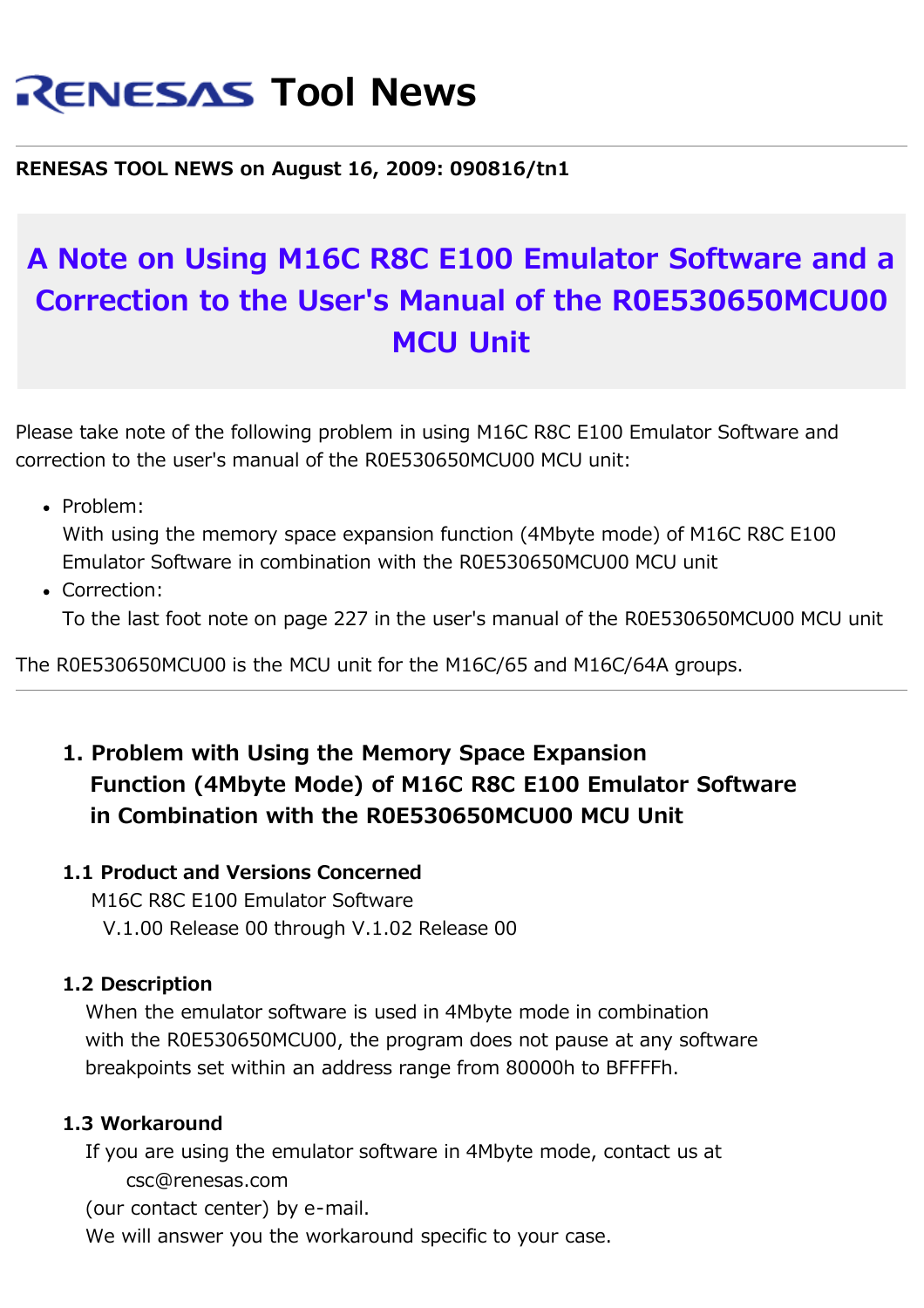# RENESAS Tool News

**RENESAS TOOL NEWS on August 16, 2009: 090816/tn1**

## A Note on Using M16C R8C E100 Emulator Software and a Correction to the User's Manual of the R0E530650MCU00 MCU Unit

Please take note of the following problem in using M16C R8C E100 Emulator Software and correction to the user's manual of the R0E530650MCU00 MCU unit:

- Problem:
  With using the memory space expansion function (4Mbyte mode) of M16C R8C E100 Emulator Software in combination with the R0E530650MCU00 MCU unit
- Correction:
  To the last foot note on page 227 in the user's manual of the R0E530650MCU00 MCU unit

The R0E530650MCU00 is the MCU unit for the M16C/65 and M16C/64A groups.

---

### 1. Problem with Using the Memory Space Expansion Function (4Mbyte Mode) of M16C R8C E100 Emulator Software in Combination with the R0E530650MCU00 MCU Unit

#### 1.1 Product and Versions Concerned

M16C R8C E100 Emulator Software
V.1.00 Release 00 through V.1.02 Release 00

#### 1.2 Description

When the emulator software is used in 4Mbyte mode in combination with the R0E530650MCU00, the program does not pause at any software breakpoints set within an address range from 80000h to BFFFFh.

#### 1.3 Workaround

If you are using the emulator software in 4Mbyte mode, contact us at
csc@renesas.com
(our contact center) by e-mail.
We will answer you the workaround specific to your case.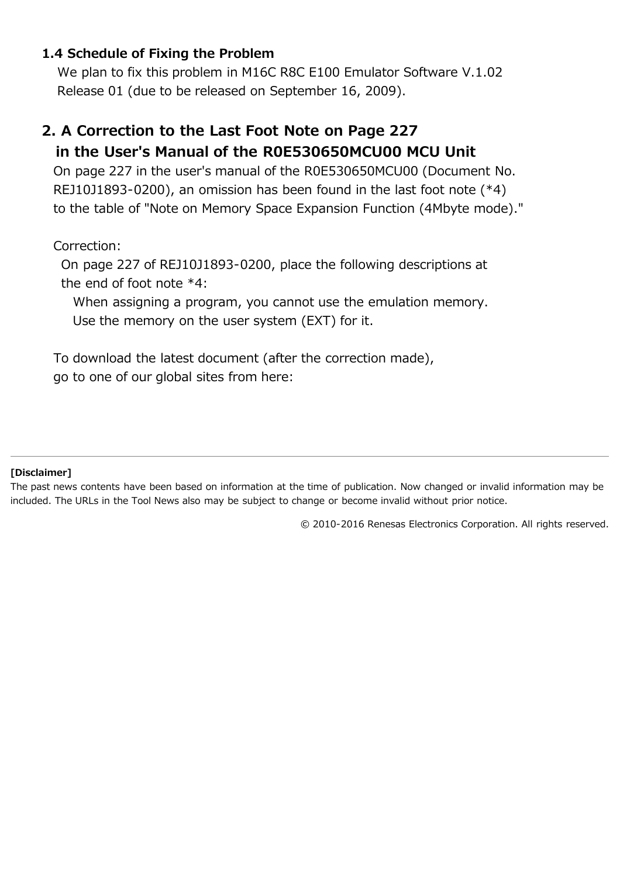### 1.4 Schedule of Fixing the Problem

We plan to fix this problem in M16C R8C E100 Emulator Software V.1.02 Release 01 (due to be released on September 16, 2009).

## 2. A Correction to the Last Foot Note on Page 227 in the User's Manual of the R0E530650MCU00 MCU Unit

On page 227 in the user's manual of the R0E530650MCU00 (Document No. REJ10J1893-0200), an omission has been found in the last foot note (*4) to the table of "Note on Memory Space Expansion Function (4Mbyte mode)."

Correction:

On page 227 of REJ10J1893-0200, place the following descriptions at the end of foot note *4:

When assigning a program, you cannot use the emulation memory. Use the memory on the user system (EXT) for it.

To download the latest document (after the correction made), go to one of our global sites from here:

---

**[Disclaimer]**

The past news contents have been based on information at the time of publication. Now changed or invalid information may be included. The URLs in the Tool News also may be subject to change or become invalid without prior notice.

© 2010-2016 Renesas Electronics Corporation. All rights reserved.